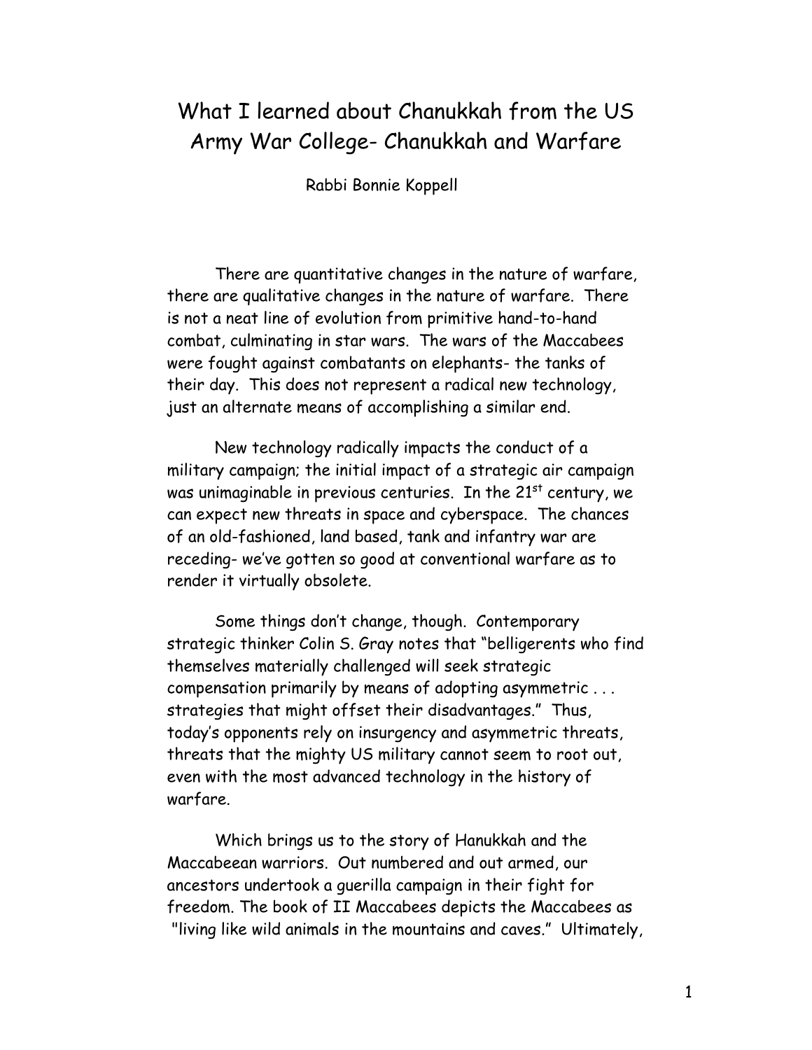# What I learned about Chanukkah from the US Army War College- Chanukkah and Warfare

Rabbi Bonnie Koppell

There are quantitative changes in the nature of warfare, there are qualitative changes in the nature of warfare. There is not a neat line of evolution from primitive hand-to-hand combat, culminating in star wars. The wars of the Maccabees were fought against combatants on elephants- the tanks of their day. This does not represent a radical new technology, just an alternate means of accomplishing a similar end.

New technology radically impacts the conduct of a military campaign; the initial impact of a strategic air campaign was unimaginable in previous centuries. In the 21st century, we can expect new threats in space and cyberspace. The chances of an old-fashioned, land based, tank and infantry war are receding- we've gotten so good at conventional warfare as to render it virtually obsolete.

Some things don't change, though. Contemporary strategic thinker Colin S. Gray notes that "belligerents who find themselves materially challenged will seek strategic compensation primarily by means of adopting asymmetric . . . strategies that might offset their disadvantages." Thus, today's opponents rely on insurgency and asymmetric threats, threats that the mighty US military cannot seem to root out, even with the most advanced technology in the history of warfare.

Which brings us to the story of Hanukkah and the Maccabeean warriors. Out numbered and out armed, our ancestors undertook a guerilla campaign in their fight for freedom. The book of II Maccabees depicts the Maccabees as "living like wild animals in the mountains and caves." Ultimately,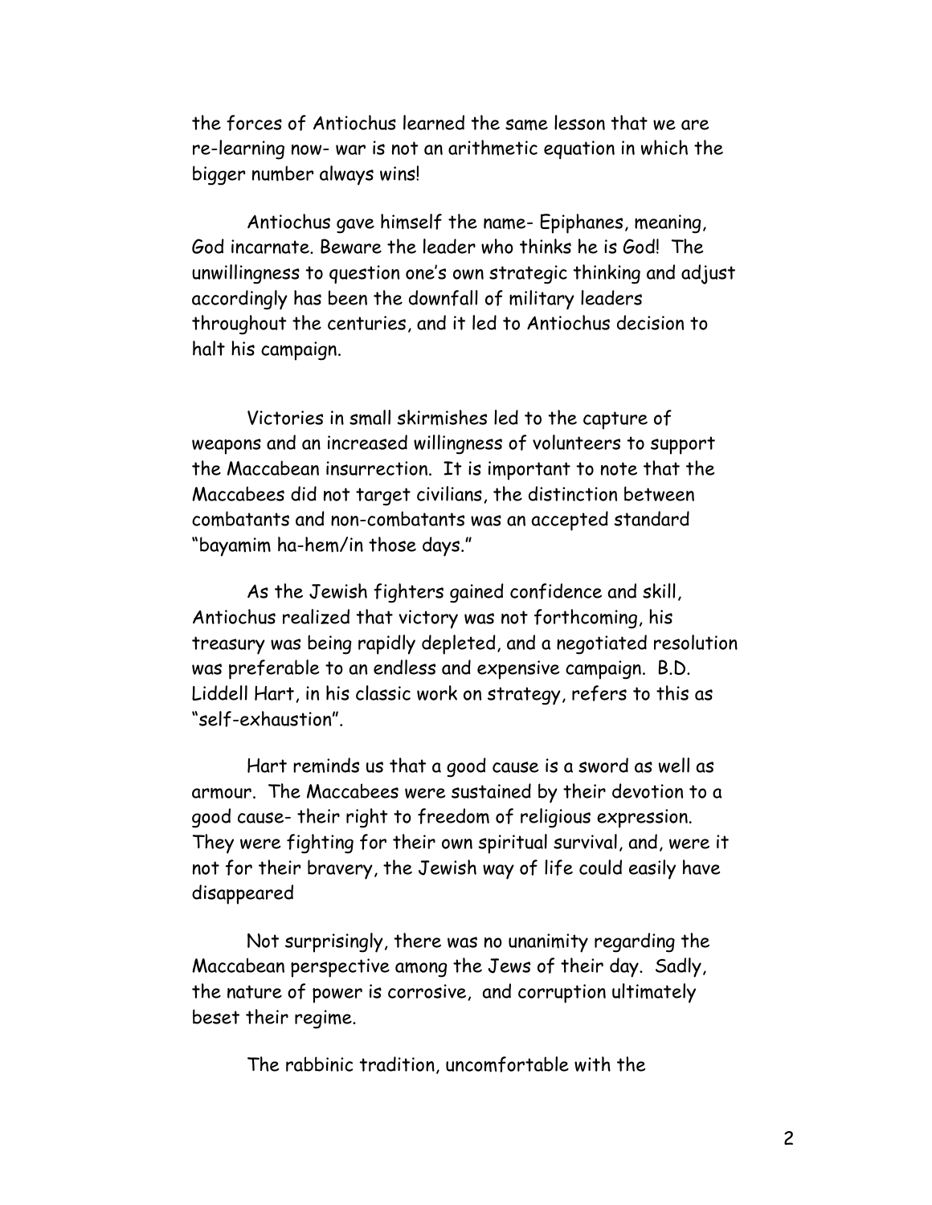the forces of Antiochus learned the same lesson that we are re-learning now- war is not an arithmetic equation in which the bigger number always wins!

Antiochus gave himself the name- Epiphanes, meaning, God incarnate. Beware the leader who thinks he is God! The unwillingness to question one's own strategic thinking and adjust accordingly has been the downfall of military leaders throughout the centuries, and it led to Antiochus decision to halt his campaign.

Victories in small skirmishes led to the capture of weapons and an increased willingness of volunteers to support the Maccabean insurrection. It is important to note that the Maccabees did not target civilians, the distinction between combatants and non-combatants was an accepted standard "bayamim ha-hem/in those days."

As the Jewish fighters gained confidence and skill, Antiochus realized that victory was not forthcoming, his treasury was being rapidly depleted, and a negotiated resolution was preferable to an endless and expensive campaign. B.D. Liddell Hart, in his classic work on strategy, refers to this as "self-exhaustion".

Hart reminds us that a good cause is a sword as well as armour. The Maccabees were sustained by their devotion to a good cause- their right to freedom of religious expression. They were fighting for their own spiritual survival, and, were it not for their bravery, the Jewish way of life could easily have disappeared

Not surprisingly, there was no unanimity regarding the Maccabean perspective among the Jews of their day. Sadly, the nature of power is corrosive, and corruption ultimately beset their regime.

The rabbinic tradition, uncomfortable with the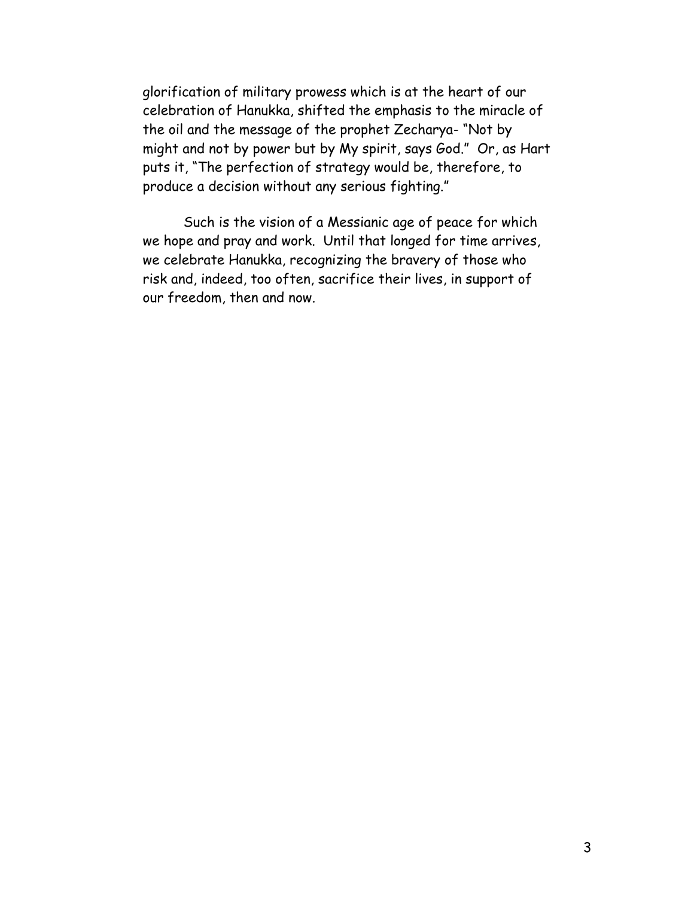glorification of military prowess which is at the heart of our celebration of Hanukka, shifted the emphasis to the miracle of the oil and the message of the prophet Zecharya- "Not by might and not by power but by My spirit, says God." Or, as Hart puts it, "The perfection of strategy would be, therefore, to produce a decision without any serious fighting."

Such is the vision of a Messianic age of peace for which we hope and pray and work. Until that longed for time arrives, we celebrate Hanukka, recognizing the bravery of those who risk and, indeed, too often, sacrifice their lives, in support of our freedom, then and now.